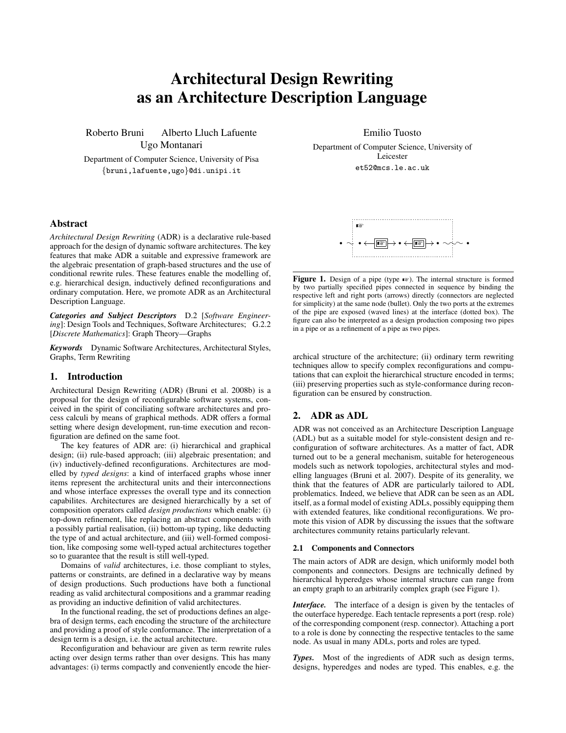# Architectural Design Rewriting as an Architecture Description Language

Roberto Bruni Alberto Lluch Lafuente Ugo Montanari

Department of Computer Science, University of Pisa

{bruni,lafuente,ugo}@di.unipi.it

Emilio Tuosto

Department of Computer Science, University of Leicester

et52@mcs.le.ac.uk

## Abstract

*Architectural Design Rewriting* (ADR) is a declarative rule-based approach for the design of dynamic software architectures. The key features that make ADR a suitable and expressive framework are the algebraic presentation of graph-based structures and the use of conditional rewrite rules. These features enable the modelling of, e.g. hierarchical design, inductively defined reconfigurations and ordinary computation. Here, we promote ADR as an Architectural Description Language.

***Categories and Subject Descriptors*** D.2 [*Software Engineering*]: Design Tools and Techniques, Software Architectures; G.2.2 [*Discrete Mathematics*]: Graph Theory—Graphs

***Keywords*** Dynamic Software Architectures, Architectural Styles, Graphs, Term Rewriting

## 1. Introduction

Architectural Design Rewriting (ADR) (Bruni et al. 2008b) is a proposal for the design of reconfigurable software systems, conceived in the spirit of conciliating software architectures and process calculi by means of graphical methods. ADR offers a formal setting where design development, run-time execution and reconfiguration are defined on the same foot.

The key features of ADR are: (i) hierarchical and graphical design; (ii) rule-based approach; (iii) algebraic presentation; and (iv) inductively-defined reconfigurations. Architectures are modelled by *typed designs*: a kind of interfaced graphs whose inner items represent the architectural units and their interconnections and whose interface expresses the overall type and its connection capabilites. Architectures are designed hierarchically by a set of composition operators called *design productions* which enable: (i) top-down refinement, like replacing an abstract components with a possibly partial realisation, (ii) bottom-up typing, like deducting the type of and actual architecture, and (iii) well-formed composition, like composing some well-typed actual architectures together so to guarantee that the result is still well-typed.

Domains of *valid* architectures, i.e. those compliant to styles, patterns or constraints, are defined in a declarative way by means of design productions. Such productions have both a functional reading as valid architectural compositions and a grammar reading as providing an inductive definition of valid architectures.

In the functional reading, the set of productions defines an algebra of design terms, each encoding the structure of the architecture and providing a proof of style conformance. The interpretation of a design term is a design, i.e. the actual architecture.

Reconfiguration and behaviour are given as term rewrite rules acting over design terms rather than over designs. This has many advantages: (i) terms compactly and conveniently encode the hierarchical structure of the architecture; (ii) ordinary term rewriting techniques allow to specify complex reconfigurations and computations that can exploit the hierarchical structure encoded in terms; (iii) preserving properties such as style-conformance during reconfiguration can be ensured by construction.

**Figure 1.** Design of a pipe (type ☞). The internal structure is formed by two partially specified pipes connected in sequence by binding the respective left and right ports (arrows) directly (connectors are neglected for simplicity) at the same node (bullet). Only the two ports at the extremes of the pipe are exposed (waved lines) at the interface (dotted box). The figure can also be interpreted as a design production composing two pipes in a pipe or as a refinement of a pipe as two pipes.

## 2. ADR as ADL

ADR was not conceived as an Architecture Description Language (ADL) but as a suitable model for style-consistent design and reconfiguration of software architectures. As a matter of fact, ADR turned out to be a general mechanism, suitable for heterogeneous models such as network topologies, architectural styles and modelling languages (Bruni et al. 2007). Despite of its generality, we think that the features of ADR are particularly tailored to ADL problematics. Indeed, we believe that ADR can be seen as an ADL itself, as a formal model of existing ADLs, possibly equipping them with extended features, like conditional reconfigurations. We promote this vision of ADR by discussing the issues that the software architectures community retains particularly relevant.

### 2.1 Components and Connectors

The main actors of ADR are design, which uniformly model both components and connectors. Designs are technically defined by hierarchical hyperedges whose internal structure can range from an empty graph to an arbitrarily complex graph (see Figure 1).

***Interface.*** The interface of a design is given by the tentacles of the outerface hyperedge. Each tentacle represents a port (resp. role) of the corresponding component (resp. connector). Attaching a port to a role is done by connecting the respective tentacles to the same node. As usual in many ADLs, ports and roles are typed.

***Types.*** Most of the ingredients of ADR such as design terms, designs, hyperedges and nodes are typed. This enables, e.g. the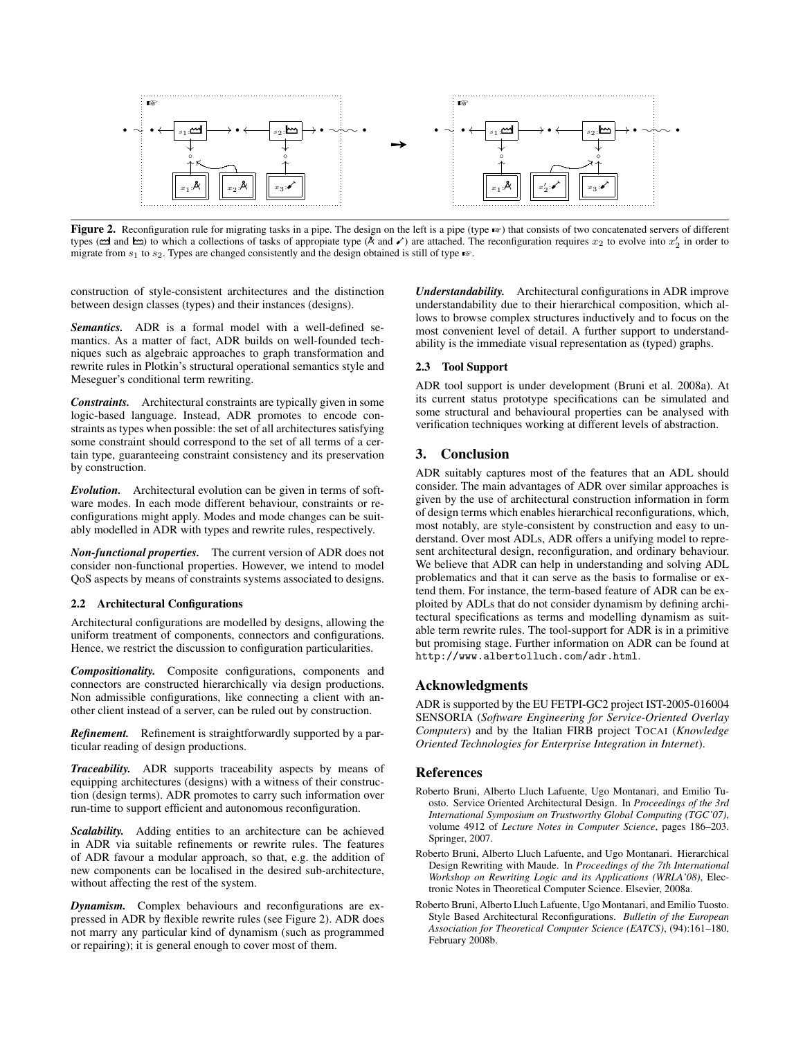**Figure 2.** Reconfiguration rule for migrating tasks in a pipe. The design on the left is a pipe (type ☞) that consists of two concatenated servers of different types and to which a collections of tasks of appropiate type are attached. The reconfiguration requires $x_2$ to evolve into $x_2'$ in order to migrate from $s_1$ to $s_2$. Types are changed consistently and the design obtained is still of type ☞.

construction of style-consistent architectures and the distinction between design classes (types) and their instances (designs).

***Semantics.*** ADR is a formal model with a well-defined semantics. As a matter of fact, ADR builds on well-founded techniques such as algebraic approaches to graph transformation and rewrite rules in Plotkin's structural operational semantics style and Meseguer's conditional term rewriting.

***Constraints.*** Architectural constraints are typically given in some logic-based language. Instead, ADR promotes to encode constraints as types when possible: the set of all architectures satisfying some constraint should correspond to the set of all terms of a certain type, guaranteeing constraint consistency and its preservation by construction.

***Evolution.*** Architectural evolution can be given in terms of software modes. In each mode different behaviour, constraints or reconfigurations might apply. Modes and mode changes can be suitably modelled in ADR with types and rewrite rules, respectively.

***Non-functional properties.*** The current version of ADR does not consider non-functional properties. However, we intend to model QoS aspects by means of constraints systems associated to designs.

### 2.2 Architectural Configurations

Architectural configurations are modelled by designs, allowing the uniform treatment of components, connectors and configurations. Hence, we restrict the discussion to configuration particularities.

***Compositionality.*** Composite configurations, components and connectors are constructed hierarchically via design productions. Non admissible configurations, like connecting a client with another client instead of a server, can be ruled out by construction.

***Refinement.*** Refinement is straightforwardly supported by a particular reading of design productions.

***Traceability.*** ADR supports traceability aspects by means of equipping architectures (designs) with a witness of their construction (design terms). ADR promotes to carry such information over run-time to support efficient and autonomous reconfiguration.

***Scalability.*** Adding entities to an architecture can be achieved in ADR via suitable refinements or rewrite rules. The features of ADR favour a modular approach, so that, e.g. the addition of new components can be localised in the desired sub-architecture, without affecting the rest of the system.

***Dynamism.*** Complex behaviours and reconfigurations are expressed in ADR by flexible rewrite rules (see Figure 2). ADR does not marry any particular kind of dynamism (such as programmed or repairing); it is general enough to cover most of them.

***Understandability.*** Architectural configurations in ADR improve understandability due to their hierarchical composition, which allows to browse complex structures inductively and to focus on the most convenient level of detail. A further support to understandability is the immediate visual representation as (typed) graphs.

### 2.3 Tool Support

ADR tool support is under development (Bruni et al. 2008a). At its current status prototype specifications can be simulated and some structural and behavioural properties can be analysed with verification techniques working at different levels of abstraction.

## 3. Conclusion

ADR suitably captures most of the features that an ADL should consider. The main advantages of ADR over similar approaches is given by the use of architectural construction information in form of design terms which enables hierarchical reconfigurations, which, most notably, are style-consistent by construction and easy to understand. Over most ADLs, ADR offers a unifying model to represent architectural design, reconfiguration, and ordinary behaviour. We believe that ADR can help in understanding and solving ADL problematics and that it can serve as the basis to formalise or extend them. For instance, the term-based feature of ADR can be exploited by ADLs that do not consider dynamism by defining architectural specifications as terms and modelling dynamism as suitable term rewrite rules. The tool-support for ADR is in a primitive but promising stage. Further information on ADR can be found at `http://www.albertolluch.com/adr.html`.

## Acknowledgments

ADR is supported by the EU FETPI-GC2 project IST-2005-016004 SENSORIA (*Software Engineering for Service-Oriented Overlay Computers*) and by the Italian FIRB project TOCAI (*Knowledge Oriented Technologies for Enterprise Integration in Internet*).

## References

Roberto Bruni, Alberto Lluch Lafuente, Ugo Montanari, and Emilio Tuosto. Service Oriented Architectural Design. In *Proceedings of the 3rd International Symposium on Trustworthy Global Computing (TGC'07)*, volume 4912 of *Lecture Notes in Computer Science*, pages 186–203. Springer, 2007.

Roberto Bruni, Alberto Lluch Lafuente, and Ugo Montanari. Hierarchical Design Rewriting with Maude. In *Proceedings of the 7th International Workshop on Rewriting Logic and its Applications (WRLA'08)*, Electronic Notes in Theoretical Computer Science. Elsevier, 2008a.

Roberto Bruni, Alberto Lluch Lafuente, Ugo Montanari, and Emilio Tuosto. Style Based Architectural Reconfigurations. *Bulletin of the European Association for Theoretical Computer Science (EATCS)*, (94):161–180, February 2008b.